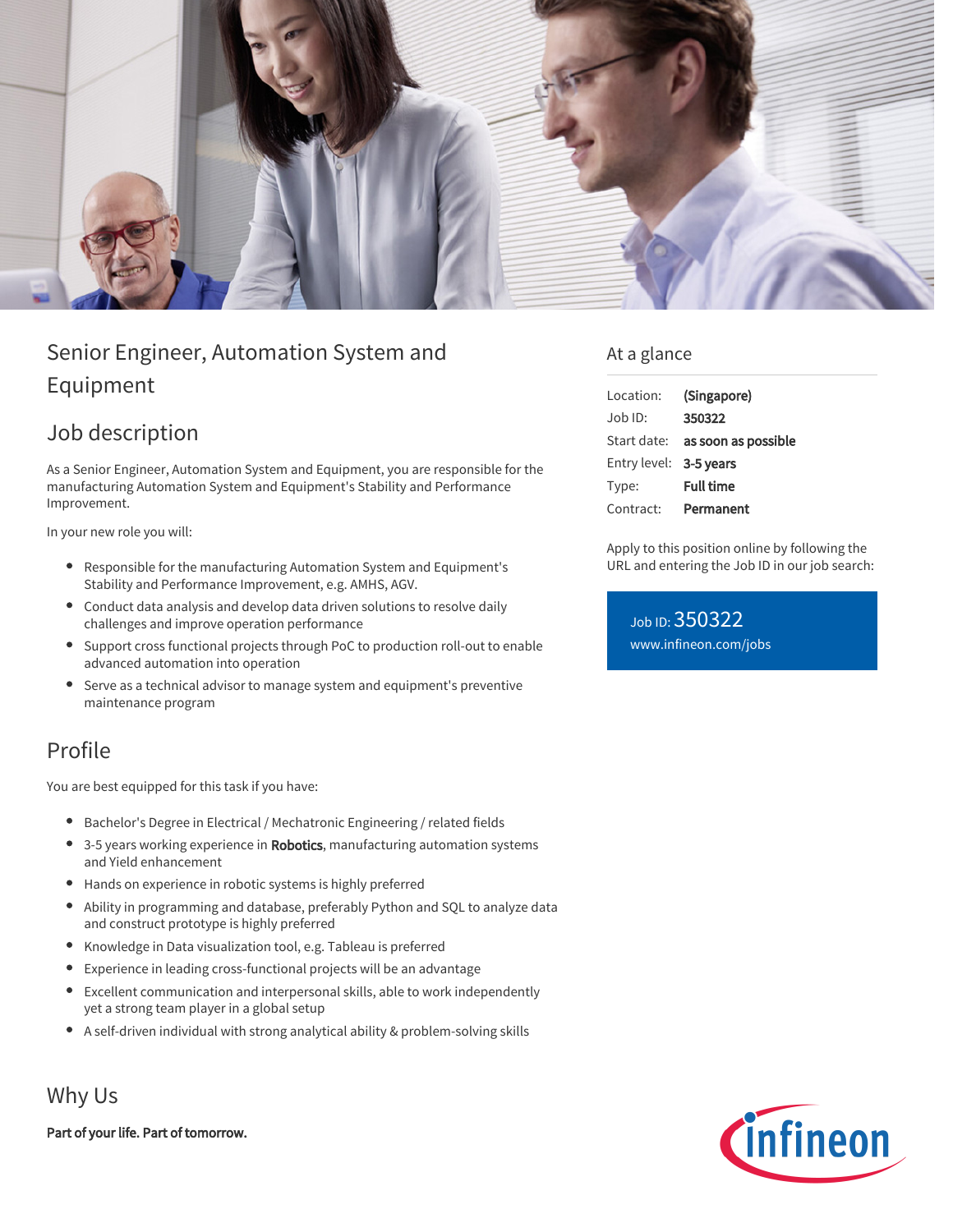# Senior Engineer, Automation System and Equipment

## Job description

As a Senior Engineer, Automation System and Equipment, you are responsible for the manufacturing Automation System and Equipment's Stability and Performance Improvement.

In your new role you will:

- Responsible for the manufacturing Automation System and Equipment's Stability and Performance Improvement, e.g. AMHS, AGV.
- Conduct data analysis and develop data driven solutions to resolve daily challenges and improve operation performance
- Support cross functional projects through PoC to production roll-out to enable advanced automation into operation
- Serve as a technical advisor to manage system and equipment's preventive maintenance program

## Profile

You are best equipped for this task if you have:

- Bachelor's Degree in Electrical / Mechatronic Engineering / related fields
- 3-5 years working experience in **Robotics**, manufacturing automation systems and Yield enhancement
- Hands on experience in robotic systems is highly preferred
- Ability in programming and database, preferably Python and SQL to analyze data and construct prototype is highly preferred
- Knowledge in Data visualization tool, e.g. Tableau is preferred
- Experience in leading cross-functional projects will be an advantage
- Excellent communication and interpersonal skills, able to work independently yet a strong team player in a global setup
- A self-driven individual with strong analytical ability & problem-solving skills

## Why Us

**Part of your life. Part of tomorrow.**

## At a glance

| | |
|---|---|
| Location: | **(Singapore)** |
| Job ID: | **350322** |
| Start date: | **as soon as possible** |
| Entry level: | **3-5 years** |
| Type: | **Full time** |
| Contract: | **Permanent** |

Apply to this position online by following the URL and entering the Job ID in our job search:

Job ID: 350322
www.infineon.com/jobs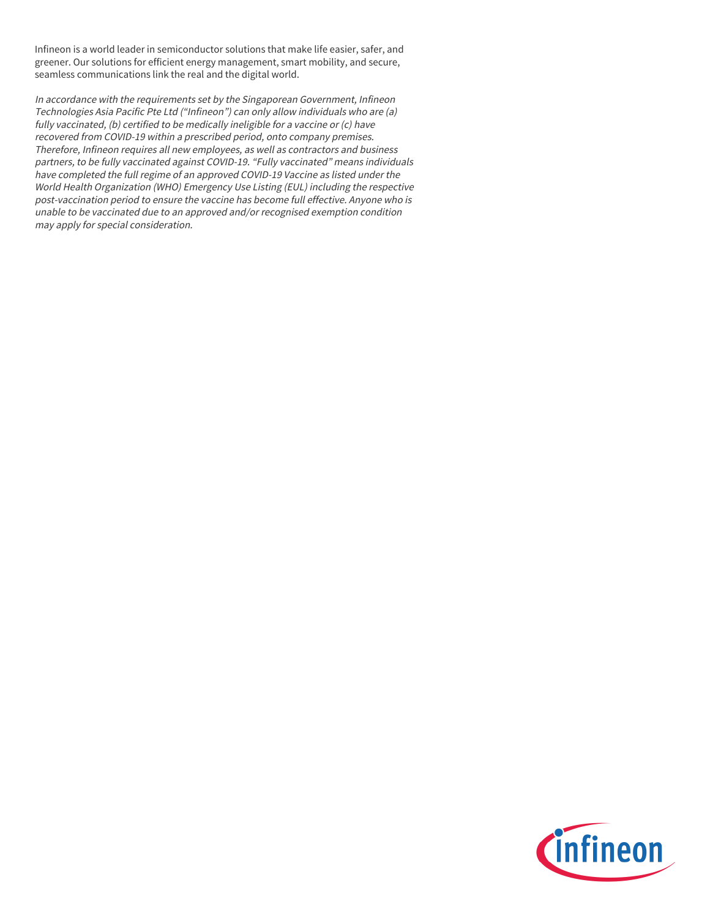Infineon is a world leader in semiconductor solutions that make life easier, safer, and greener. Our solutions for efficient energy management, smart mobility, and secure, seamless communications link the real and the digital world.

*In accordance with the requirements set by the Singaporean Government, Infineon Technologies Asia Pacific Pte Ltd ("Infineon") can only allow individuals who are (a) fully vaccinated, (b) certified to be medically ineligible for a vaccine or (c) have recovered from COVID-19 within a prescribed period, onto company premises. Therefore, Infineon requires all new employees, as well as contractors and business partners, to be fully vaccinated against COVID-19. "Fully vaccinated" means individuals have completed the full regime of an approved COVID-19 Vaccine as listed under the World Health Organization (WHO) Emergency Use Listing (EUL) including the respective post-vaccination period to ensure the vaccine has become full effective. Anyone who is unable to be vaccinated due to an approved and/or recognised exemption condition may apply for special consideration.*